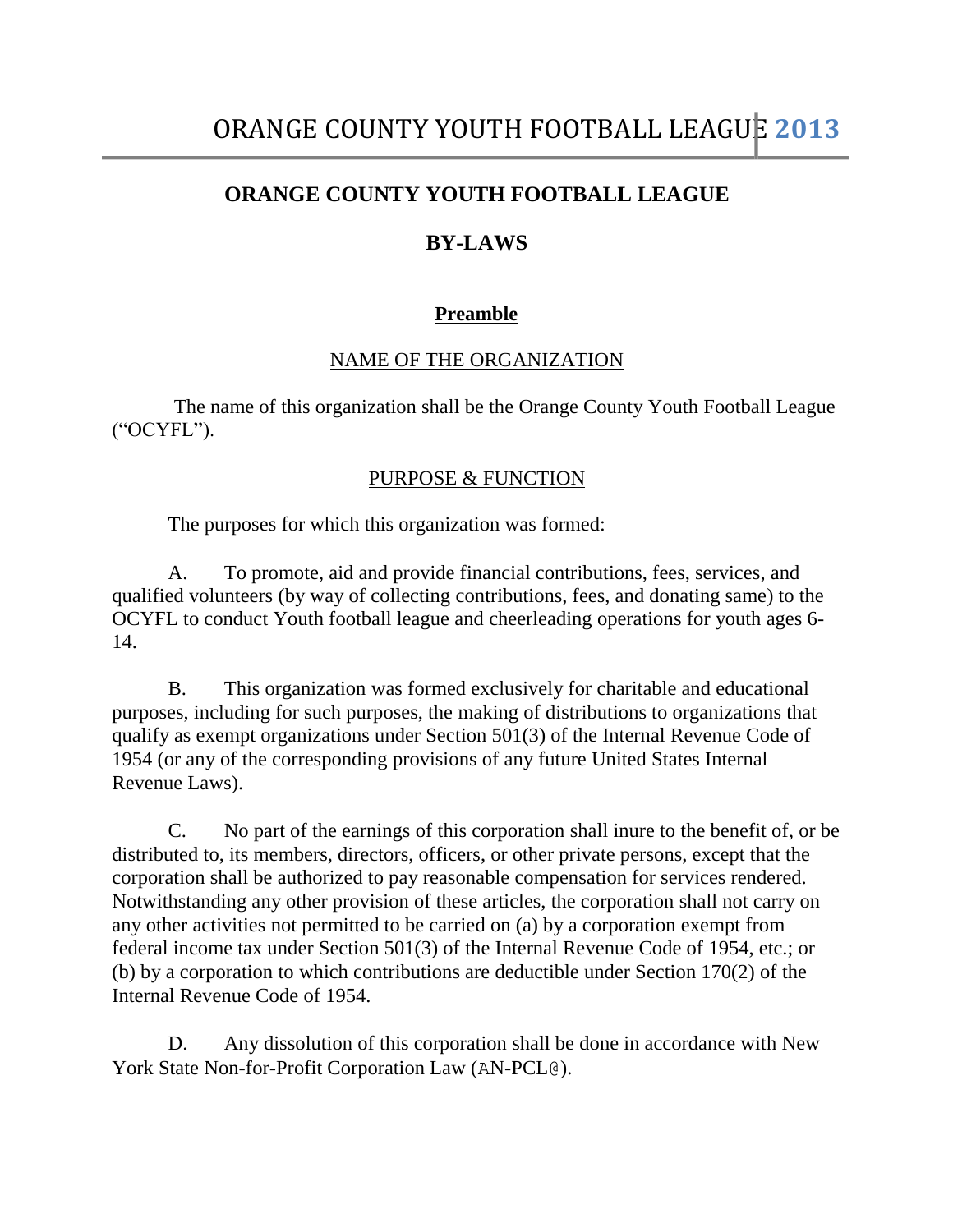# ORANGE COUNTY YOUTH FOOTBALL LEAGUE

## BY-LAWS

### Preamble

NAME OF THE ORGANIZATION

The name of this organization shall be the Orange County Youth Football League ("OCYFL").

PURPOSE & FUNCTION

The purposes for which this organization was formed:

A. To promote, aid and provide financial contributions, fees, services, and qualified volunteers (by way of collecting contributions, fees, and donating same) to the OCYFL to conduct Youth football league and cheerleading operations for youth ages 6-14.

B. This organization was formed exclusively for charitable and educational purposes, including for such purposes, the making of distributions to organizations that qualify as exempt organizations under Section 501(3) of the Internal Revenue Code of 1954 (or any of the corresponding provisions of any future United States Internal Revenue Laws).

C. No part of the earnings of this corporation shall inure to the benefit of, or be distributed to, its members, directors, officers, or other private persons, except that the corporation shall be authorized to pay reasonable compensation for services rendered. Notwithstanding any other provision of these articles, the corporation shall not carry on any other activities not permitted to be carried on (a) by a corporation exempt from federal income tax under Section 501(3) of the Internal Revenue Code of 1954, etc.; or (b) by a corporation to which contributions are deductible under Section 170(2) of the Internal Revenue Code of 1954.

D. Any dissolution of this corporation shall be done in accordance with New York State Non-for-Profit Corporation Law (AN-PCL@).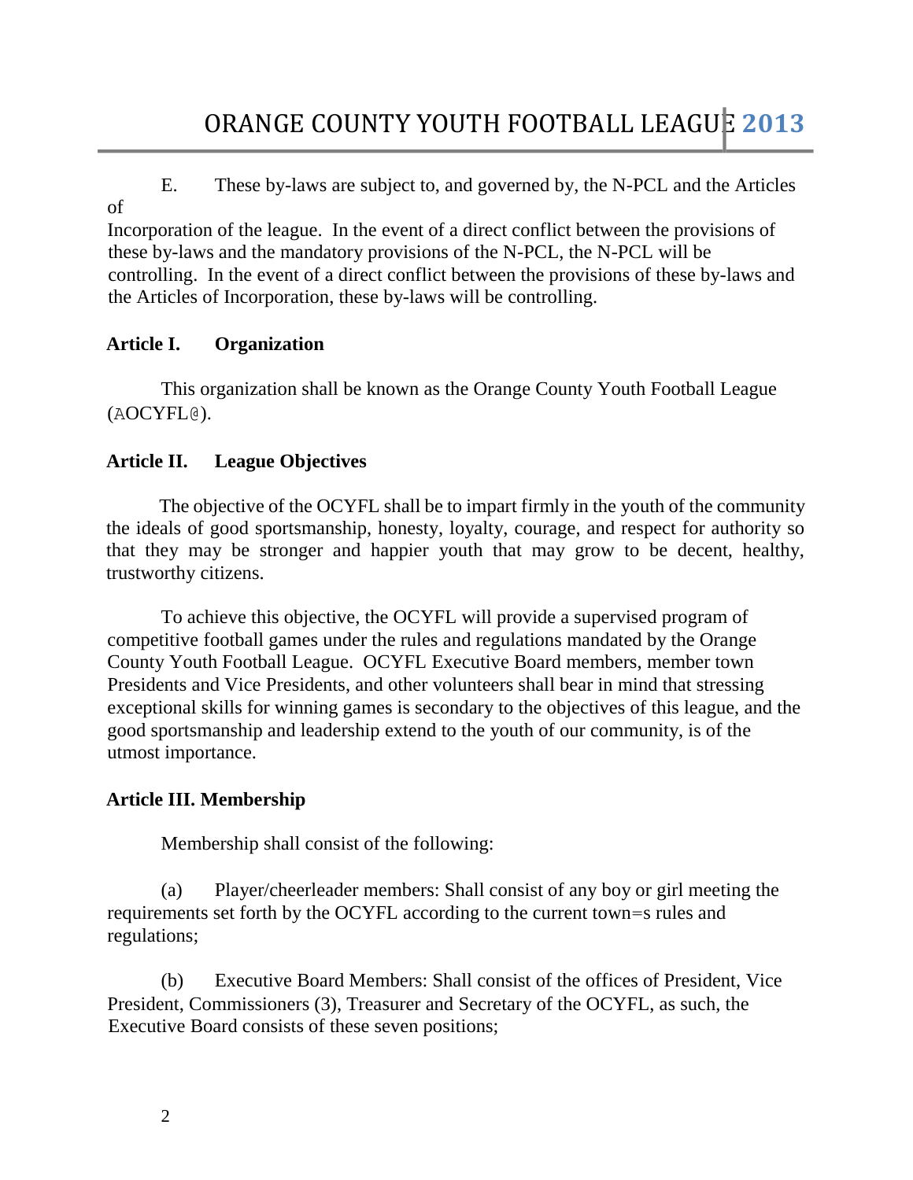E. These by-laws are subject to, and governed by, the N-PCL and the Articles of Incorporation of the league. In the event of a direct conflict between the provisions of these by-laws and the mandatory provisions of the N-PCL, the N-PCL will be controlling. In the event of a direct conflict between the provisions of these by-laws and the Articles of Incorporation, these by-laws will be controlling.

## Article I. Organization

This organization shall be known as the Orange County Youth Football League (AOCYFL@).

## Article II. League Objectives

The objective of the OCYFL shall be to impart firmly in the youth of the community the ideals of good sportsmanship, honesty, loyalty, courage, and respect for authority so that they may be stronger and happier youth that may grow to be decent, healthy, trustworthy citizens.

To achieve this objective, the OCYFL will provide a supervised program of competitive football games under the rules and regulations mandated by the Orange County Youth Football League. OCYFL Executive Board members, member town Presidents and Vice Presidents, and other volunteers shall bear in mind that stressing exceptional skills for winning games is secondary to the objectives of this league, and the good sportsmanship and leadership extend to the youth of our community, is of the utmost importance.

## Article III. Membership

Membership shall consist of the following:

(a) Player/cheerleader members: Shall consist of any boy or girl meeting the requirements set forth by the OCYFL according to the current town=s rules and regulations;

(b) Executive Board Members: Shall consist of the offices of President, Vice President, Commissioners (3), Treasurer and Secretary of the OCYFL, as such, the Executive Board consists of these seven positions;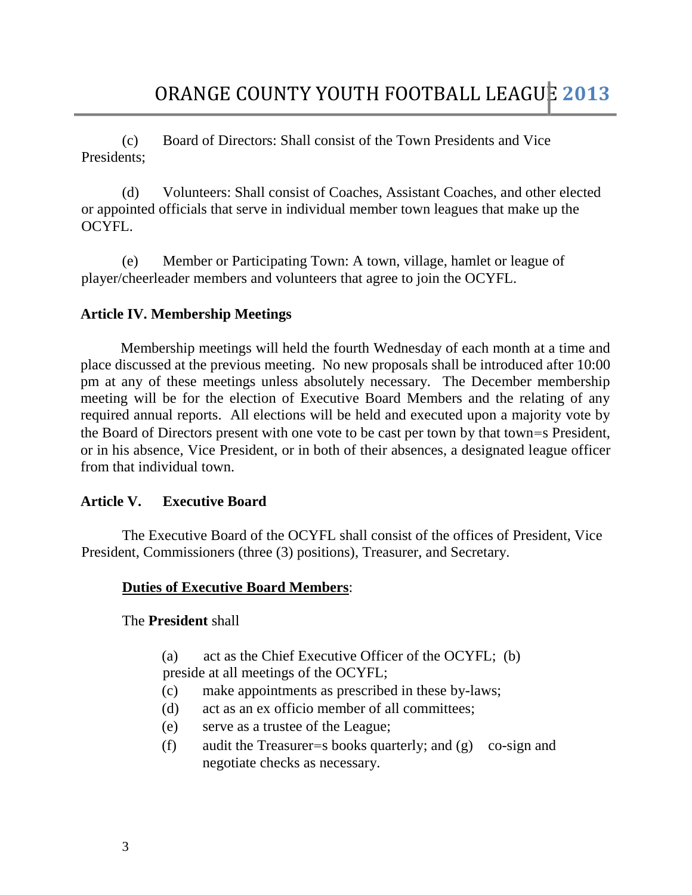(c) Board of Directors: Shall consist of the Town Presidents and Vice Presidents;

(d) Volunteers: Shall consist of Coaches, Assistant Coaches, and other elected or appointed officials that serve in individual member town leagues that make up the OCYFL.

(e) Member or Participating Town: A town, village, hamlet or league of player/cheerleader members and volunteers that agree to join the OCYFL.

**Article IV. Membership Meetings**

Membership meetings will held the fourth Wednesday of each month at a time and place discussed at the previous meeting. No new proposals shall be introduced after 10:00 pm at any of these meetings unless absolutely necessary. The December membership meeting will be for the election of Executive Board Members and the relating of any required annual reports. All elections will be held and executed upon a majority vote by the Board of Directors present with one vote to be cast per town by that town=s President, or in his absence, Vice President, or in both of their absences, a designated league officer from that individual town.

**Article V. Executive Board**

The Executive Board of the OCYFL shall consist of the offices of President, Vice President, Commissioners (three (3) positions), Treasurer, and Secretary.

**Duties of Executive Board Members**:

The **President** shall

(a) act as the Chief Executive Officer of the OCYFL; (b) preside at all meetings of the OCYFL;
(c) make appointments as prescribed in these by-laws;
(d) act as an ex officio member of all committees;
(e) serve as a trustee of the League;
(f) audit the Treasurer=s books quarterly; and (g) co-sign and negotiate checks as necessary.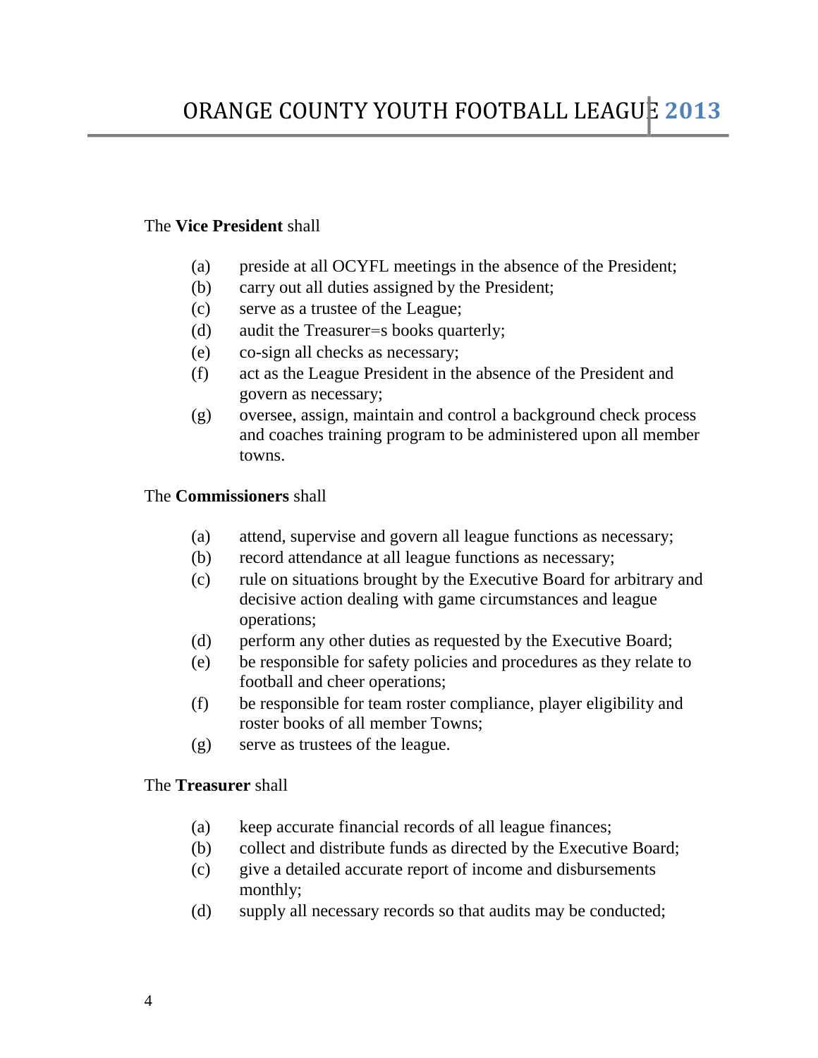The **Vice President** shall

(a) preside at all OCYFL meetings in the absence of the President;
(b) carry out all duties assigned by the President;
(c) serve as a trustee of the League;
(d) audit the Treasurer=s books quarterly;
(e) co-sign all checks as necessary;
(f) act as the League President in the absence of the President and govern as necessary;
(g) oversee, assign, maintain and control a background check process and coaches training program to be administered upon all member towns.

The **Commissioners** shall

(a) attend, supervise and govern all league functions as necessary;
(b) record attendance at all league functions as necessary;
(c) rule on situations brought by the Executive Board for arbitrary and decisive action dealing with game circumstances and league operations;
(d) perform any other duties as requested by the Executive Board;
(e) be responsible for safety policies and procedures as they relate to football and cheer operations;
(f) be responsible for team roster compliance, player eligibility and roster books of all member Towns;
(g) serve as trustees of the league.

The **Treasurer** shall

(a) keep accurate financial records of all league finances;
(b) collect and distribute funds as directed by the Executive Board;
(c) give a detailed accurate report of income and disbursements monthly;
(d) supply all necessary records so that audits may be conducted;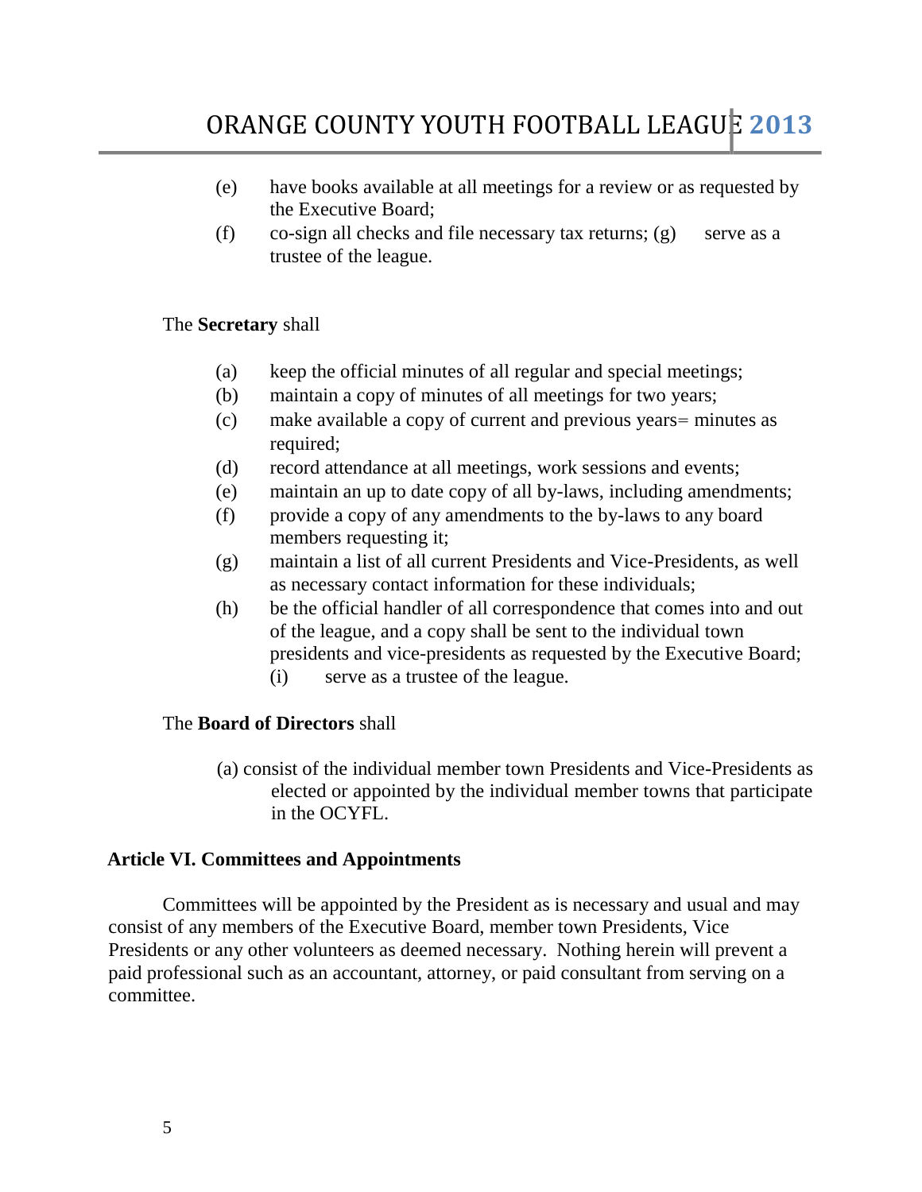(e) have books available at all meetings for a review or as requested by the Executive Board;

(f) co-sign all checks and file necessary tax returns; (g) serve as a trustee of the league.

The **Secretary** shall

(a) keep the official minutes of all regular and special meetings;

(b) maintain a copy of minutes of all meetings for two years;

(c) make available a copy of current and previous years= minutes as required;

(d) record attendance at all meetings, work sessions and events;

(e) maintain an up to date copy of all by-laws, including amendments;

(f) provide a copy of any amendments to the by-laws to any board members requesting it;

(g) maintain a list of all current Presidents and Vice-Presidents, as well as necessary contact information for these individuals;

(h) be the official handler of all correspondence that comes into and out of the league, and a copy shall be sent to the individual town presidents and vice-presidents as requested by the Executive Board;

(i) serve as a trustee of the league.

The **Board of Directors** shall

(a) consist of the individual member town Presidents and Vice-Presidents as elected or appointed by the individual member towns that participate in the OCYFL.

**Article VI. Committees and Appointments**

Committees will be appointed by the President as is necessary and usual and may consist of any members of the Executive Board, member town Presidents, Vice Presidents or any other volunteers as deemed necessary. Nothing herein will prevent a paid professional such as an accountant, attorney, or paid consultant from serving on a committee.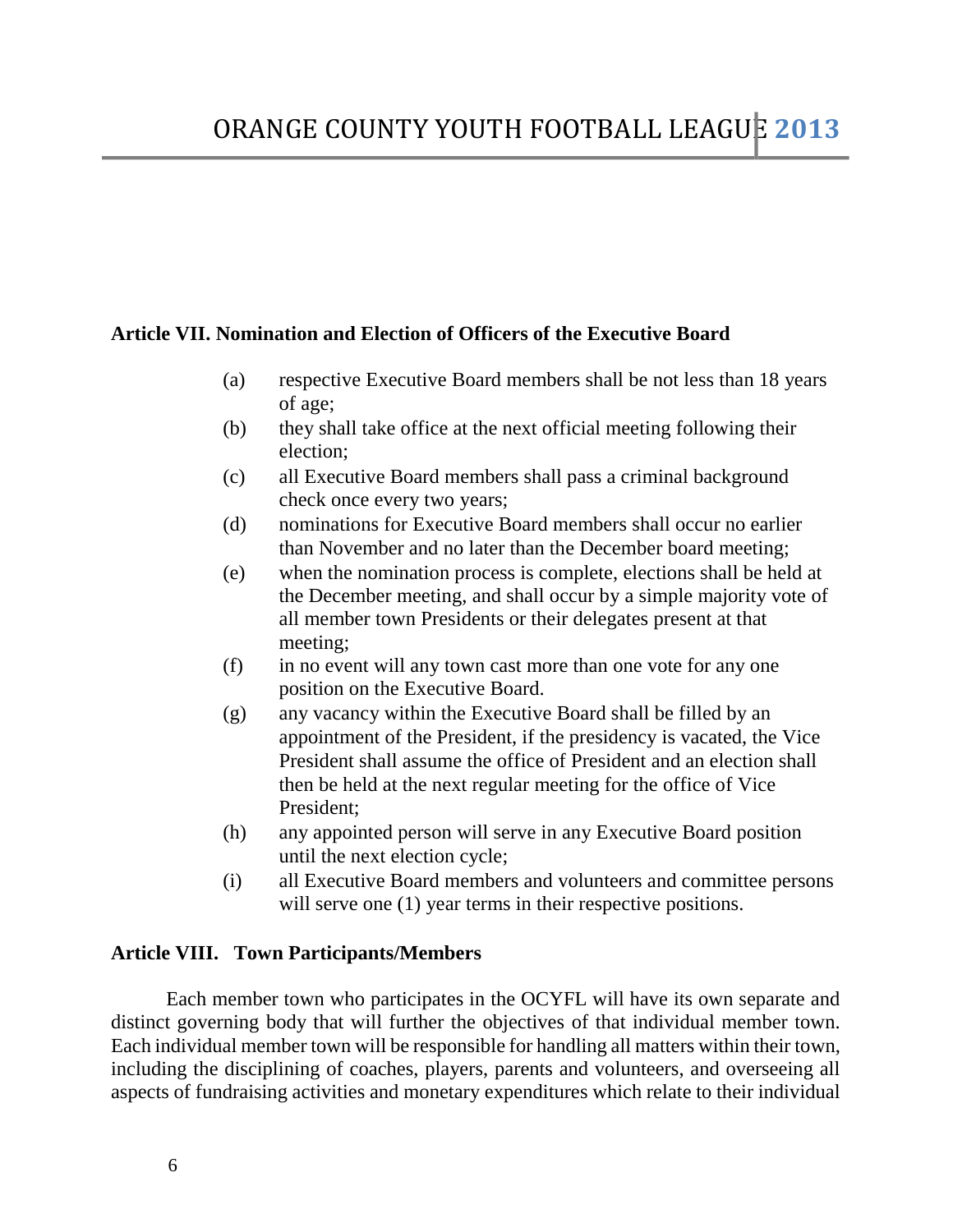**Article VII. Nomination and Election of Officers of the Executive Board**

(a) respective Executive Board members shall be not less than 18 years of age;

(b) they shall take office at the next official meeting following their election;

(c) all Executive Board members shall pass a criminal background check once every two years;

(d) nominations for Executive Board members shall occur no earlier than November and no later than the December board meeting;

(e) when the nomination process is complete, elections shall be held at the December meeting, and shall occur by a simple majority vote of all member town Presidents or their delegates present at that meeting;

(f) in no event will any town cast more than one vote for any one position on the Executive Board.

(g) any vacancy within the Executive Board shall be filled by an appointment of the President, if the presidency is vacated, the Vice President shall assume the office of President and an election shall then be held at the next regular meeting for the office of Vice President;

(h) any appointed person will serve in any Executive Board position until the next election cycle;

(i) all Executive Board members and volunteers and committee persons will serve one (1) year terms in their respective positions.

**Article VIII. Town Participants/Members**

Each member town who participates in the OCYFL will have its own separate and distinct governing body that will further the objectives of that individual member town. Each individual member town will be responsible for handling all matters within their town, including the disciplining of coaches, players, parents and volunteers, and overseeing all aspects of fundraising activities and monetary expenditures which relate to their individual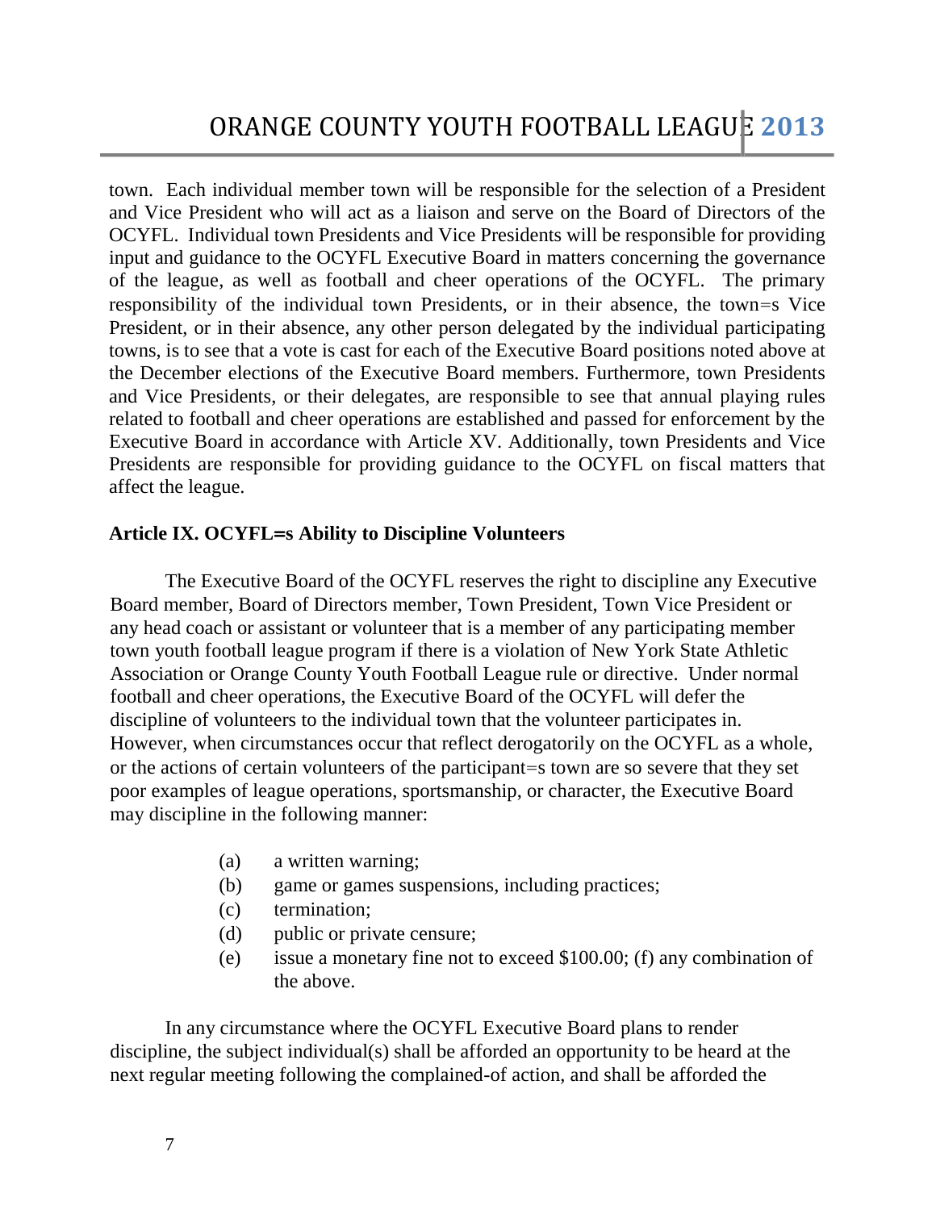town. Each individual member town will be responsible for the selection of a President and Vice President who will act as a liaison and serve on the Board of Directors of the OCYFL. Individual town Presidents and Vice Presidents will be responsible for providing input and guidance to the OCYFL Executive Board in matters concerning the governance of the league, as well as football and cheer operations of the OCYFL. The primary responsibility of the individual town Presidents, or in their absence, the town=s Vice President, or in their absence, any other person delegated by the individual participating towns, is to see that a vote is cast for each of the Executive Board positions noted above at the December elections of the Executive Board members. Furthermore, town Presidents and Vice Presidents, or their delegates, are responsible to see that annual playing rules related to football and cheer operations are established and passed for enforcement by the Executive Board in accordance with Article XV. Additionally, town Presidents and Vice Presidents are responsible for providing guidance to the OCYFL on fiscal matters that affect the league.

**Article IX. OCYFL=s Ability to Discipline Volunteers**

The Executive Board of the OCYFL reserves the right to discipline any Executive Board member, Board of Directors member, Town President, Town Vice President or any head coach or assistant or volunteer that is a member of any participating member town youth football league program if there is a violation of New York State Athletic Association or Orange County Youth Football League rule or directive. Under normal football and cheer operations, the Executive Board of the OCYFL will defer the discipline of volunteers to the individual town that the volunteer participates in. However, when circumstances occur that reflect derogatorily on the OCYFL as a whole, or the actions of certain volunteers of the participant=s town are so severe that they set poor examples of league operations, sportsmanship, or character, the Executive Board may discipline in the following manner:

(a) a written warning;
(b) game or games suspensions, including practices;
(c) termination;
(d) public or private censure;
(e) issue a monetary fine not to exceed $100.00; (f) any combination of the above.

In any circumstance where the OCYFL Executive Board plans to render discipline, the subject individual(s) shall be afforded an opportunity to be heard at the next regular meeting following the complained-of action, and shall be afforded the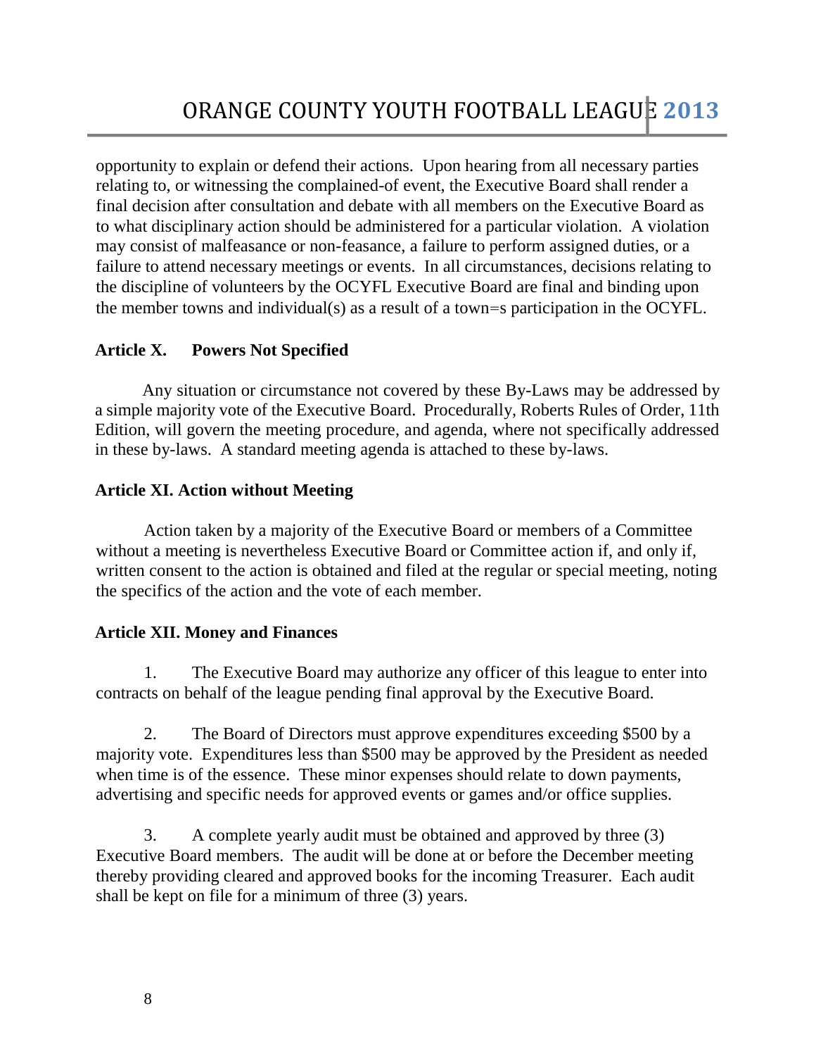opportunity to explain or defend their actions. Upon hearing from all necessary parties relating to, or witnessing the complained-of event, the Executive Board shall render a final decision after consultation and debate with all members on the Executive Board as to what disciplinary action should be administered for a particular violation. A violation may consist of malfeasance or non-feasance, a failure to perform assigned duties, or a failure to attend necessary meetings or events. In all circumstances, decisions relating to the discipline of volunteers by the OCYFL Executive Board are final and binding upon the member towns and individual(s) as a result of a town=s participation in the OCYFL.

## Article X. Powers Not Specified

Any situation or circumstance not covered by these By-Laws may be addressed by a simple majority vote of the Executive Board. Procedurally, Roberts Rules of Order, 11th Edition, will govern the meeting procedure, and agenda, where not specifically addressed in these by-laws. A standard meeting agenda is attached to these by-laws.

## Article XI. Action without Meeting

Action taken by a majority of the Executive Board or members of a Committee without a meeting is nevertheless Executive Board or Committee action if, and only if, written consent to the action is obtained and filed at the regular or special meeting, noting the specifics of the action and the vote of each member.

## Article XII. Money and Finances

1. The Executive Board may authorize any officer of this league to enter into contracts on behalf of the league pending final approval by the Executive Board.

2. The Board of Directors must approve expenditures exceeding $500 by a majority vote. Expenditures less than $500 may be approved by the President as needed when time is of the essence. These minor expenses should relate to down payments, advertising and specific needs for approved events or games and/or office supplies.

3. A complete yearly audit must be obtained and approved by three (3) Executive Board members. The audit will be done at or before the December meeting thereby providing cleared and approved books for the incoming Treasurer. Each audit shall be kept on file for a minimum of three (3) years.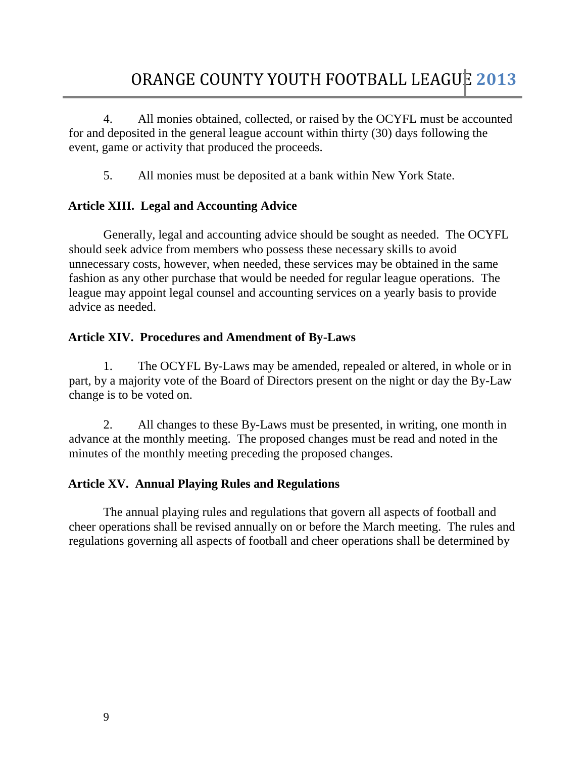4. All monies obtained, collected, or raised by the OCYFL must be accounted for and deposited in the general league account within thirty (30) days following the event, game or activity that produced the proceeds.

5. All monies must be deposited at a bank within New York State.

**Article XIII. Legal and Accounting Advice**

Generally, legal and accounting advice should be sought as needed. The OCYFL should seek advice from members who possess these necessary skills to avoid unnecessary costs, however, when needed, these services may be obtained in the same fashion as any other purchase that would be needed for regular league operations. The league may appoint legal counsel and accounting services on a yearly basis to provide advice as needed.

**Article XIV. Procedures and Amendment of By-Laws**

1. The OCYFL By-Laws may be amended, repealed or altered, in whole or in part, by a majority vote of the Board of Directors present on the night or day the By-Law change is to be voted on.

2. All changes to these By-Laws must be presented, in writing, one month in advance at the monthly meeting. The proposed changes must be read and noted in the minutes of the monthly meeting preceding the proposed changes.

**Article XV. Annual Playing Rules and Regulations**

The annual playing rules and regulations that govern all aspects of football and cheer operations shall be revised annually on or before the March meeting. The rules and regulations governing all aspects of football and cheer operations shall be determined by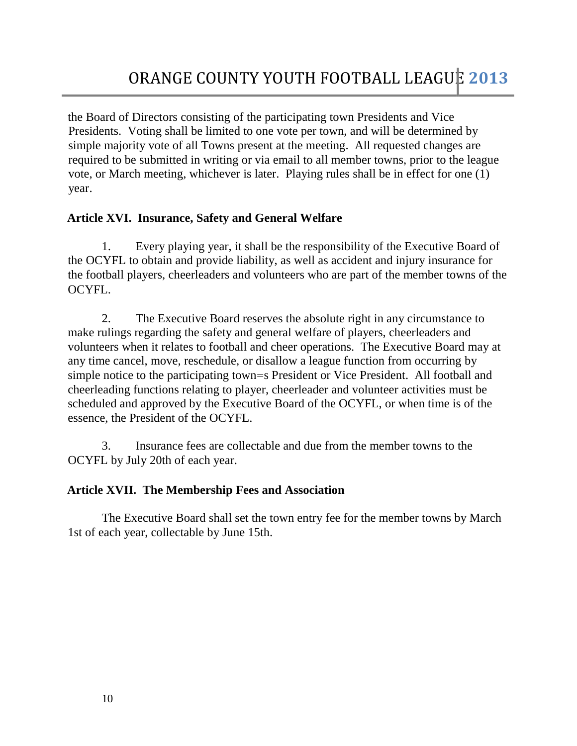the Board of Directors consisting of the participating town Presidents and Vice Presidents. Voting shall be limited to one vote per town, and will be determined by simple majority vote of all Towns present at the meeting. All requested changes are required to be submitted in writing or via email to all member towns, prior to the league vote, or March meeting, whichever is later. Playing rules shall be in effect for one (1) year.

**Article XVI. Insurance, Safety and General Welfare**

1. Every playing year, it shall be the responsibility of the Executive Board of the OCYFL to obtain and provide liability, as well as accident and injury insurance for the football players, cheerleaders and volunteers who are part of the member towns of the OCYFL.

2. The Executive Board reserves the absolute right in any circumstance to make rulings regarding the safety and general welfare of players, cheerleaders and volunteers when it relates to football and cheer operations. The Executive Board may at any time cancel, move, reschedule, or disallow a league function from occurring by simple notice to the participating town=s President or Vice President. All football and cheerleading functions relating to player, cheerleader and volunteer activities must be scheduled and approved by the Executive Board of the OCYFL, or when time is of the essence, the President of the OCYFL.

3. Insurance fees are collectable and due from the member towns to the OCYFL by July 20th of each year.

**Article XVII. The Membership Fees and Association**

The Executive Board shall set the town entry fee for the member towns by March 1st of each year, collectable by June 15th.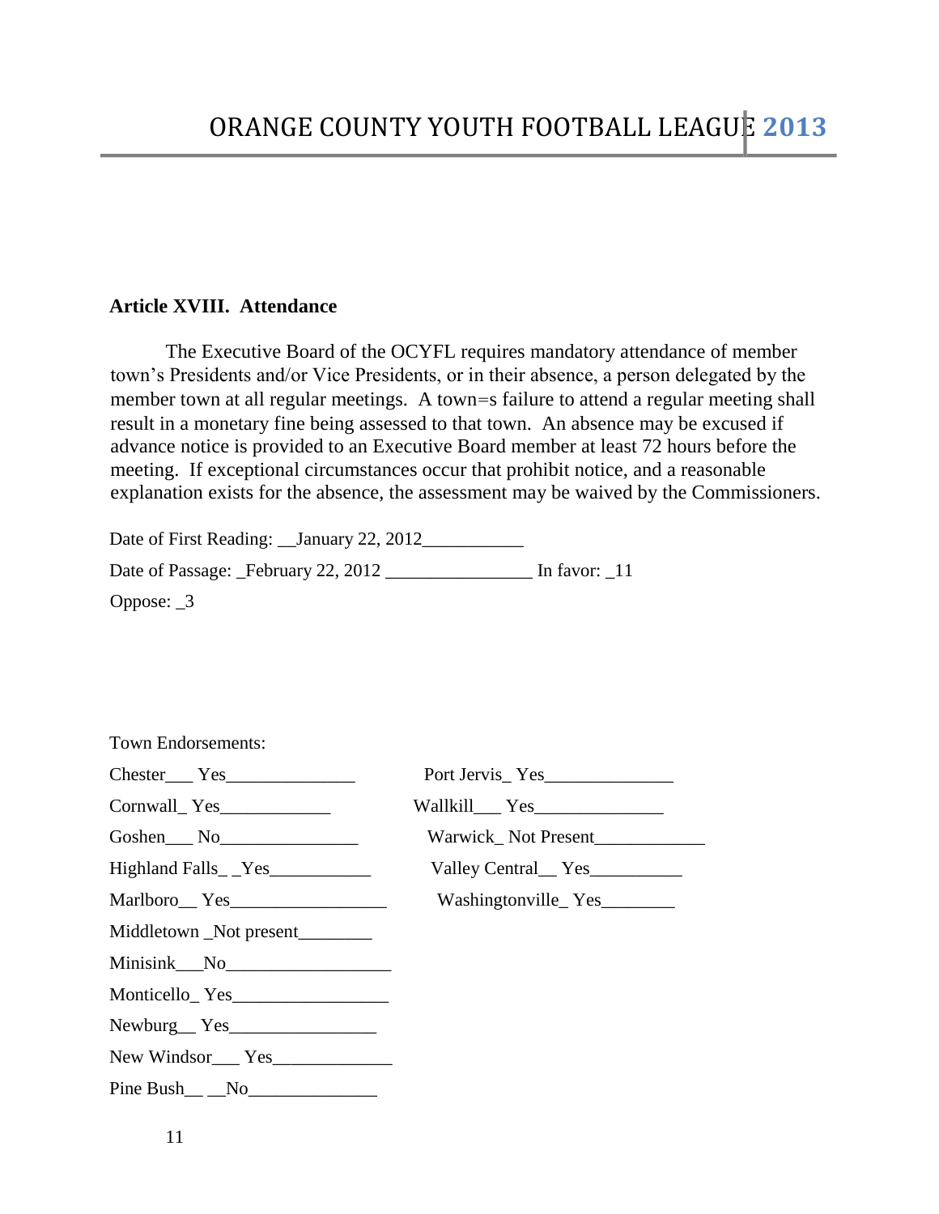## Article XVIII. Attendance

The Executive Board of the OCYFL requires mandatory attendance of member town's Presidents and/or Vice Presidents, or in their absence, a person delegated by the member town at all regular meetings. A town=s failure to attend a regular meeting shall result in a monetary fine being assessed to that town. An absence may be excused if advance notice is provided to an Executive Board member at least 72 hours before the meeting. If exceptional circumstances occur that prohibit notice, and a reasonable explanation exists for the absence, the assessment may be waived by the Commissioners.

Date of First Reading: __January 22, 2012___________

Date of Passage: _February 22, 2012 ________________ In favor: _11

Oppose: _3

Town Endorsements:

Chester___ Yes______________

Cornwall_ Yes____________

Goshen___ No_______________

Highland Falls_ _Yes___________

Marlboro__ Yes_________________

Middletown _Not present________

Minisink___No__________________

Monticello_ Yes_________________

Newburg__ Yes________________

New Windsor___ Yes_____________

Pine Bush__ __No______________

Port Jervis_ Yes______________

Wallkill___ Yes______________

Warwick_ Not Present____________

Valley Central__ Yes__________

Washingtonville_ Yes________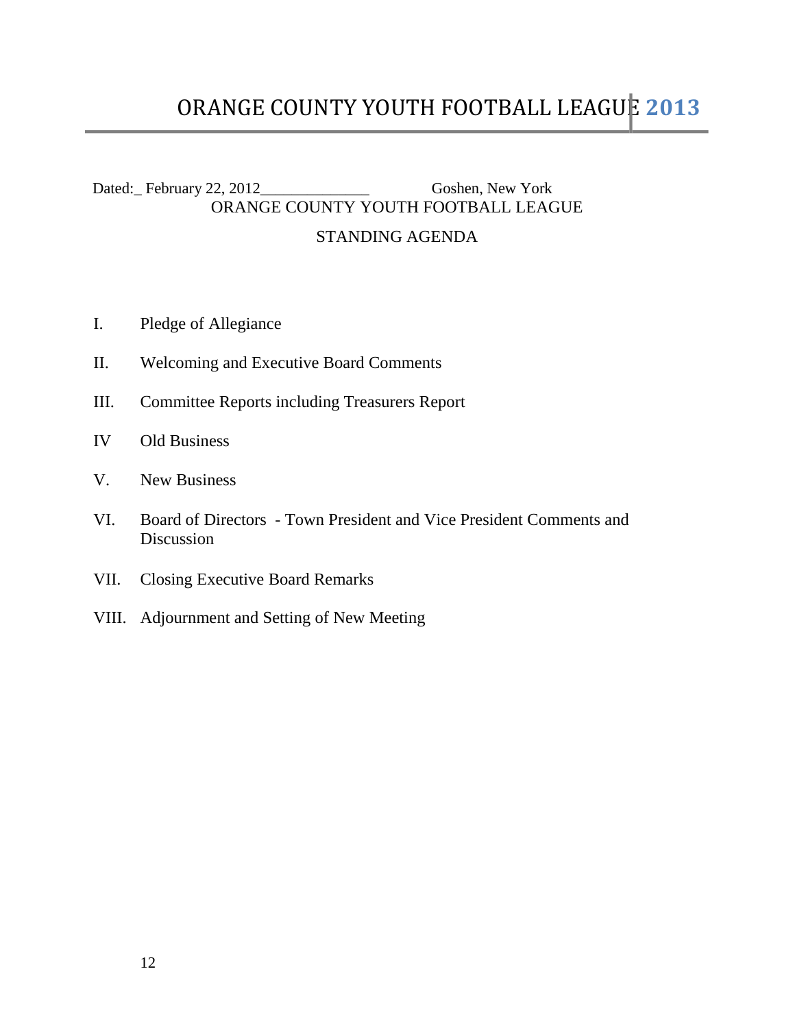Dated:_ February 22, 2012______________ Goshen, New York

ORANGE COUNTY YOUTH FOOTBALL LEAGUE

STANDING AGENDA

I. Pledge of Allegiance

II. Welcoming and Executive Board Comments

III. Committee Reports including Treasurers Report

IV Old Business

V. New Business

VI. Board of Directors - Town President and Vice President Comments and Discussion

VII. Closing Executive Board Remarks

VIII. Adjournment and Setting of New Meeting